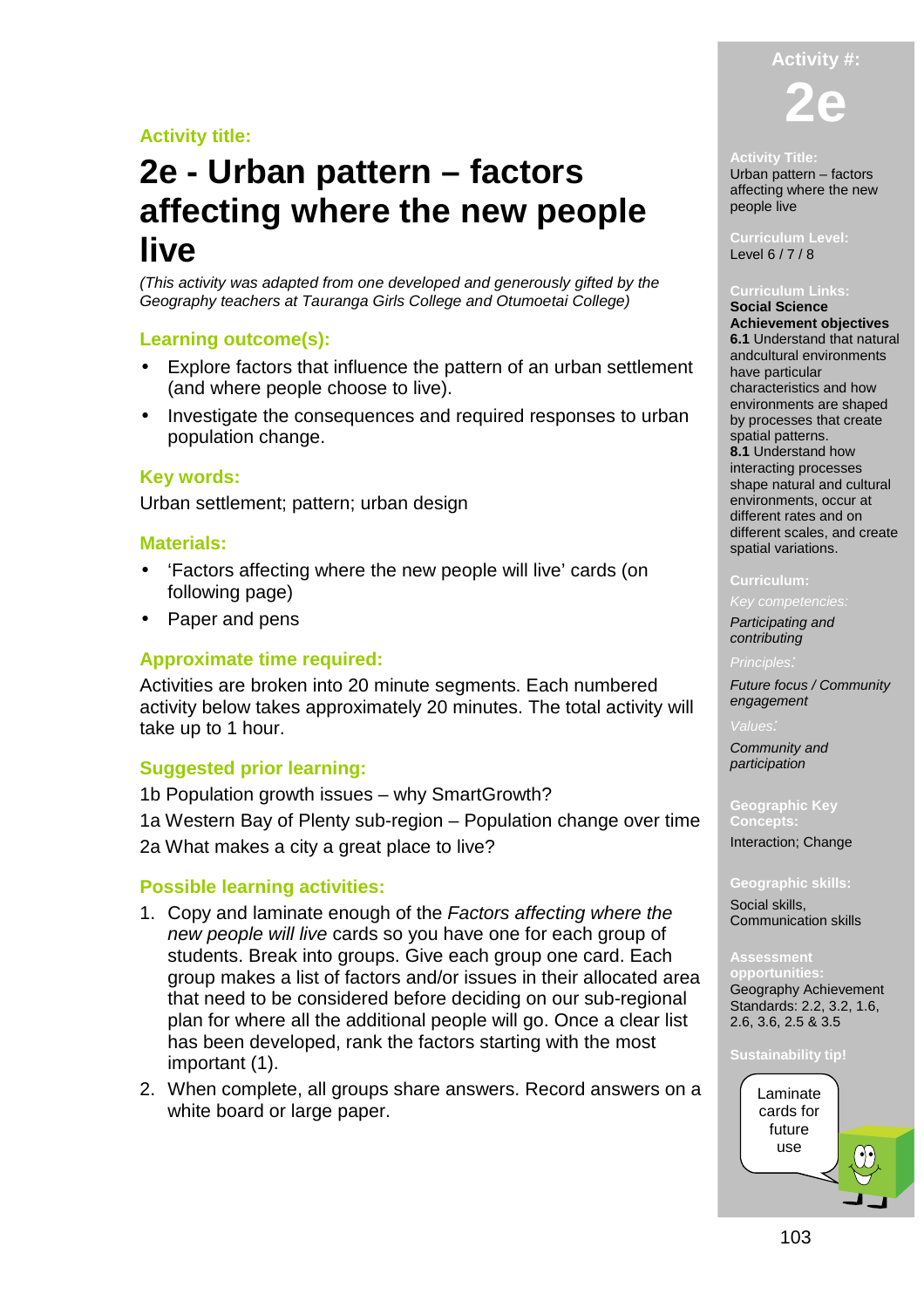**Activity title:**

# 2e - Urban pattern – factors affecting where the new people live

*(This activity was adapted from one developed and generously gifted by the Geography teachers at Tauranga Girls College and Otumoetai College)*

## Learning outcome(s):

- Explore factors that influence the pattern of an urban settlement (and where people choose to live).
- Investigate the consequences and required responses to urban population change.

## Key words:

Urban settlement; pattern; urban design

## Materials:

- 'Factors affecting where the new people will live' cards (on following page)
- Paper and pens

## Approximate time required:

Activities are broken into 20 minute segments. Each numbered activity below takes approximately 20 minutes. The total activity will take up to 1 hour.

## Suggested prior learning:

1b Population growth issues – why SmartGrowth?

1a Western Bay of Plenty sub-region – Population change over time

2a What makes a city a great place to live?

## Possible learning activities:

1. Copy and laminate enough of the *Factors affecting where the new people will live* cards so you have one for each group of students. Break into groups. Give each group one card. Each group makes a list of factors and/or issues in their allocated area that need to be considered before deciding on our sub-regional plan for where all the additional people will go. Once a clear list has been developed, rank the factors starting with the most important (1).
2. When complete, all groups share answers. Record answers on a white board or large paper.

---

**Activity #:**

**2e**

**Activity Title:**
Urban pattern – factors affecting where the new people live

**Curriculum Level:**
Level 6 / 7 / 8

**Curriculum Links:**
**Social Science Achievement objectives**
**6.1** Understand that natural andcultural environments have particular characteristics and how environments are shaped by processes that create spatial patterns.
**8.1** Understand how interacting processes shape natural and cultural environments, occur at different rates and on different scales, and create spatial variations.

**Curriculum:**
*Key competencies:*
*Participating and contributing*
*Principles:*
*Future focus / Community engagement*
*Values:*
*Community and participation*

**Geographic Key Concepts:**
Interaction; Change

**Geographic skills:**
Social skills, Communication skills

**Assessment opportunities:**
Geography Achievement Standards: 2.2, 3.2, 1.6, 2.6, 3.6, 2.5 & 3.5

**Sustainability tip!**
Laminate cards for future use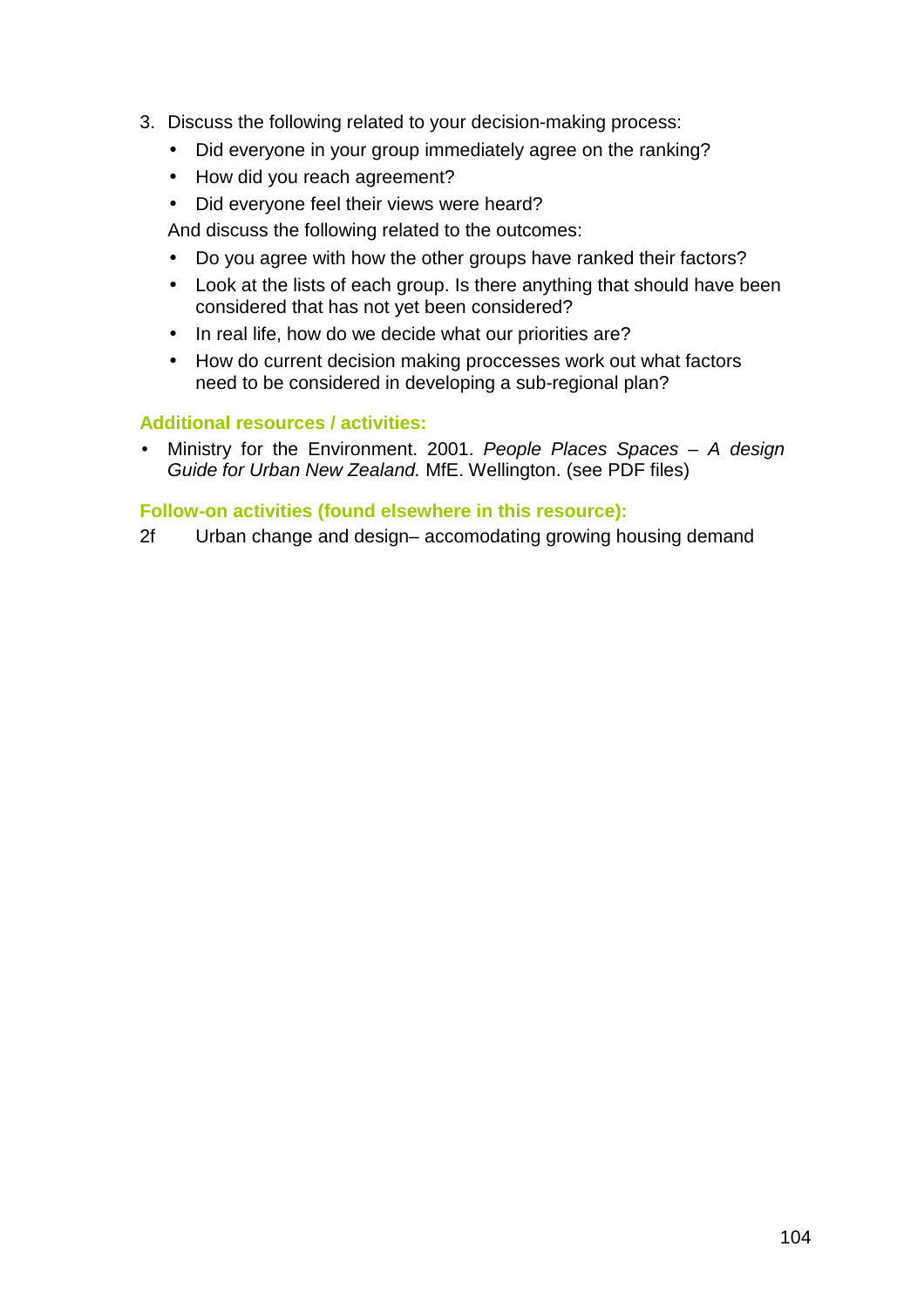3. Discuss the following related to your decision-making process:
   - Did everyone in your group immediately agree on the ranking?
   - How did you reach agreement?
   - Did everyone feel their views were heard?

   And discuss the following related to the outcomes:
   - Do you agree with how the other groups have ranked their factors?
   - Look at the lists of each group. Is there anything that should have been considered that has not yet been considered?
   - In real life, how do we decide what our priorities are?
   - How do current decision making proccesses work out what factors need to be considered in developing a sub-regional plan?

**Additional resources / activities:**

- Ministry for the Environment. 2001. *People Places Spaces – A design Guide for Urban New Zealand.* MfE. Wellington. (see PDF files)

**Follow-on activities (found elsewhere in this resource):**

2f Urban change and design– accomodating growing housing demand